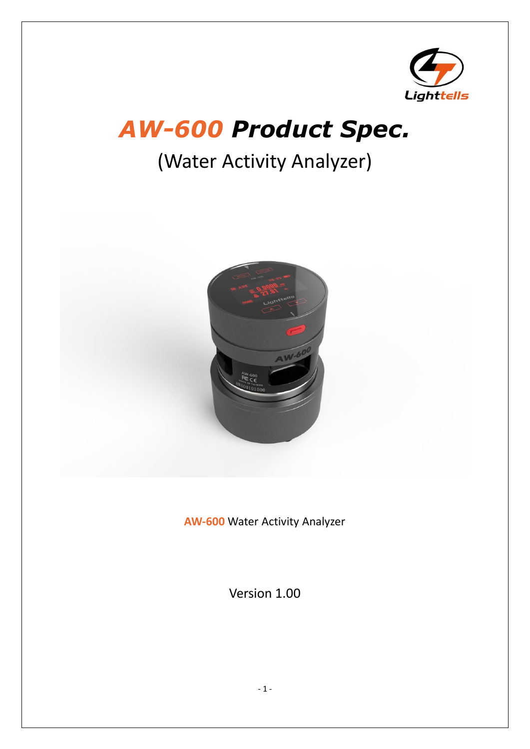# *AW-600 Product Spec.*

(Water Activity Analyzer)

**AW-600** Water Activity Analyzer

Version 1.00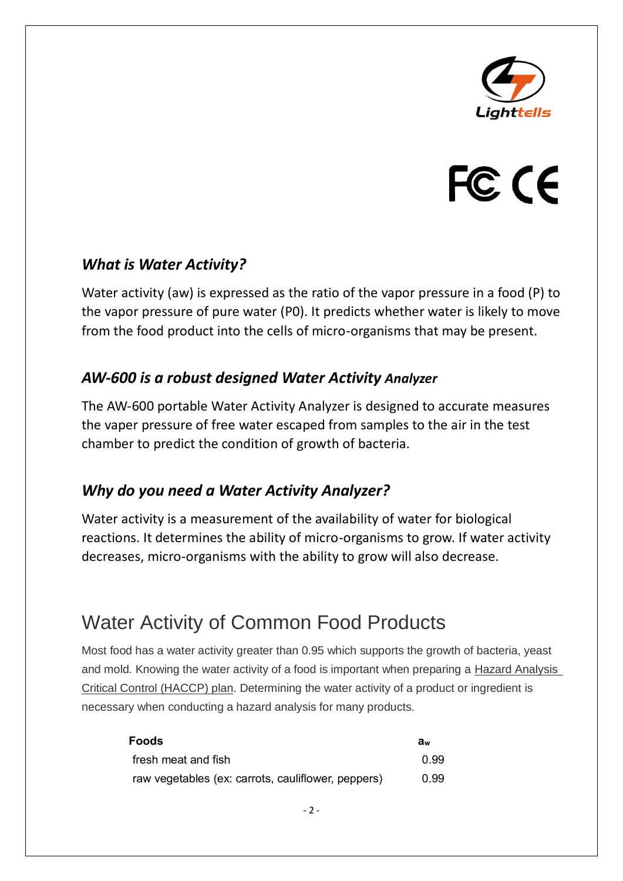Lighttells

FC CE

### *What is Water Activity?*

Water activity (aw) is expressed as the ratio of the vapor pressure in a food (P) to the vapor pressure of pure water (P0). It predicts whether water is likely to move from the food product into the cells of micro-organisms that may be present.

### *AW-600 is a robust designed Water Activity Analyzer*

The AW-600 portable Water Activity Analyzer is designed to accurate measures the vaper pressure of free water escaped from samples to the air in the test chamber to predict the condition of growth of bacteria.

### *Why do you need a Water Activity Analyzer?*

Water activity is a measurement of the availability of water for biological reactions. It determines the ability of micro-organisms to grow. If water activity decreases, micro-organisms with the ability to grow will also decrease.

## Water Activity of Common Food Products

Most food has a water activity greater than 0.95 which supports the growth of bacteria, yeast and mold. Knowing the water activity of a food is important when preparing a Hazard Analysis Critical Control (HACCP) plan. Determining the water activity of a product or ingredient is necessary when conducting a hazard analysis for many products.

| Foods | $a_w$ |
|---|---|
| fresh meat and fish | 0.99 |
| raw vegetables (ex: carrots, cauliflower, peppers) | 0.99 |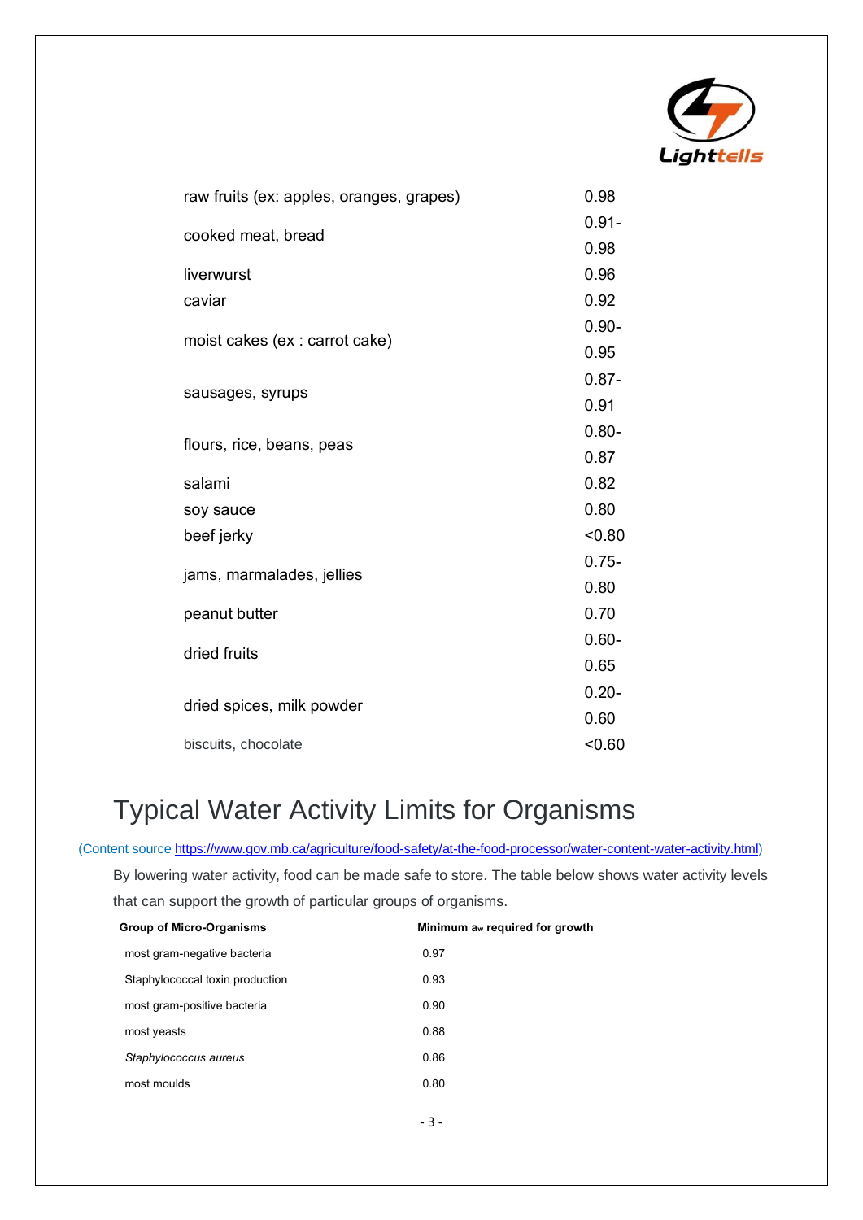| | |
|---|---|
| raw fruits (ex: apples, oranges, grapes) | 0.98 |
| cooked meat, bread | 0.91-0.98 |
| liverwurst | 0.96 |
| caviar | 0.92 |
| moist cakes (ex : carrot cake) | 0.90-0.95 |
| sausages, syrups | 0.87-0.91 |
| flours, rice, beans, peas | 0.80-0.87 |
| salami | 0.82 |
| soy sauce | 0.80 |
| beef jerky | <0.80 |
| jams, marmalades, jellies | 0.75-0.80 |
| peanut butter | 0.70 |
| dried fruits | 0.60-0.65 |
| dried spices, milk powder | 0.20-0.60 |
| biscuits, chocolate | <0.60 |

# Typical Water Activity Limits for Organisms

(Content source https://www.gov.mb.ca/agriculture/food-safety/at-the-food-processor/water-content-water-activity.html)

By lowering water activity, food can be made safe to store. The table below shows water activity levels that can support the growth of particular groups of organisms.

| Group of Micro-Organisms | Minimum $a_w$ required for growth |
|---|---|
| most gram-negative bacteria | 0.97 |
| Staphylococcal toxin production | 0.93 |
| most gram-positive bacteria | 0.90 |
| most yeasts | 0.88 |
| *Staphylococcus aureus* | 0.86 |
| most moulds | 0.80 |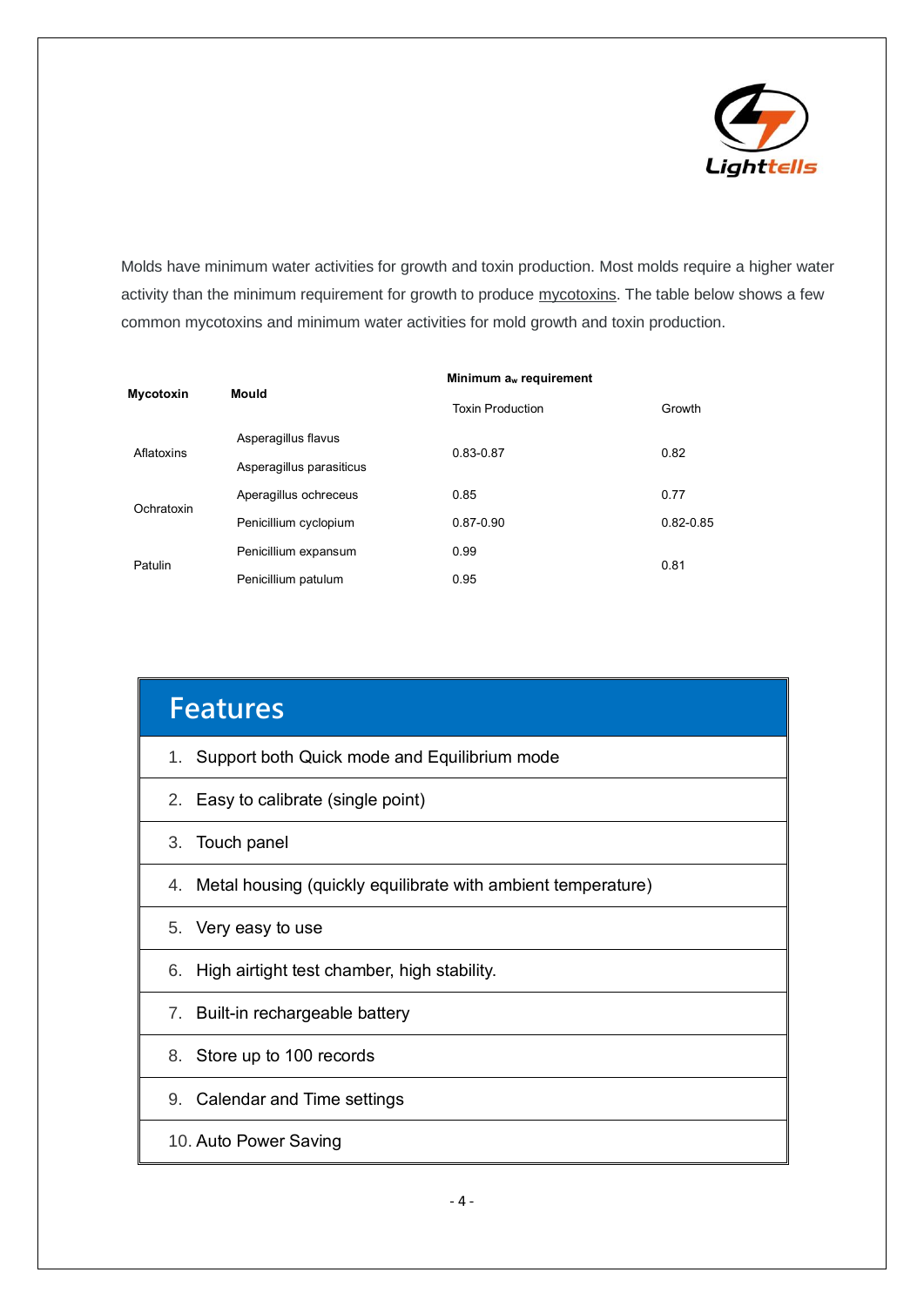Molds have minimum water activities for growth and toxin production. Most molds require a higher water activity than the minimum requirement for growth to produce mycotoxins. The table below shows a few common mycotoxins and minimum water activities for mold growth and toxin production.

| Mycotoxin | Mould | Minimum $a_w$ requirement | |
|---|---|---|---|
| | | Toxin Production | Growth |
| Aflatoxins | Asperagillus flavus<br>Asperagillus parasiticus | 0.83-0.87 | 0.82 |
| Ochratoxin | Aperagillus ochreceus | 0.85 | 0.77 |
| | Penicillium cyclopium | 0.87-0.90 | 0.82-0.85 |
| Patulin | Penicillium expansum | 0.99 | 0.81 |
| | Penicillium patulum | 0.95 | |

## Features

1. Support both Quick mode and Equilibrium mode
2. Easy to calibrate (single point)
3. Touch panel
4. Metal housing (quickly equilibrate with ambient temperature)
5. Very easy to use
6. High airtight test chamber, high stability.
7. Built-in rechargeable battery
8. Store up to 100 records
9. Calendar and Time settings
10. Auto Power Saving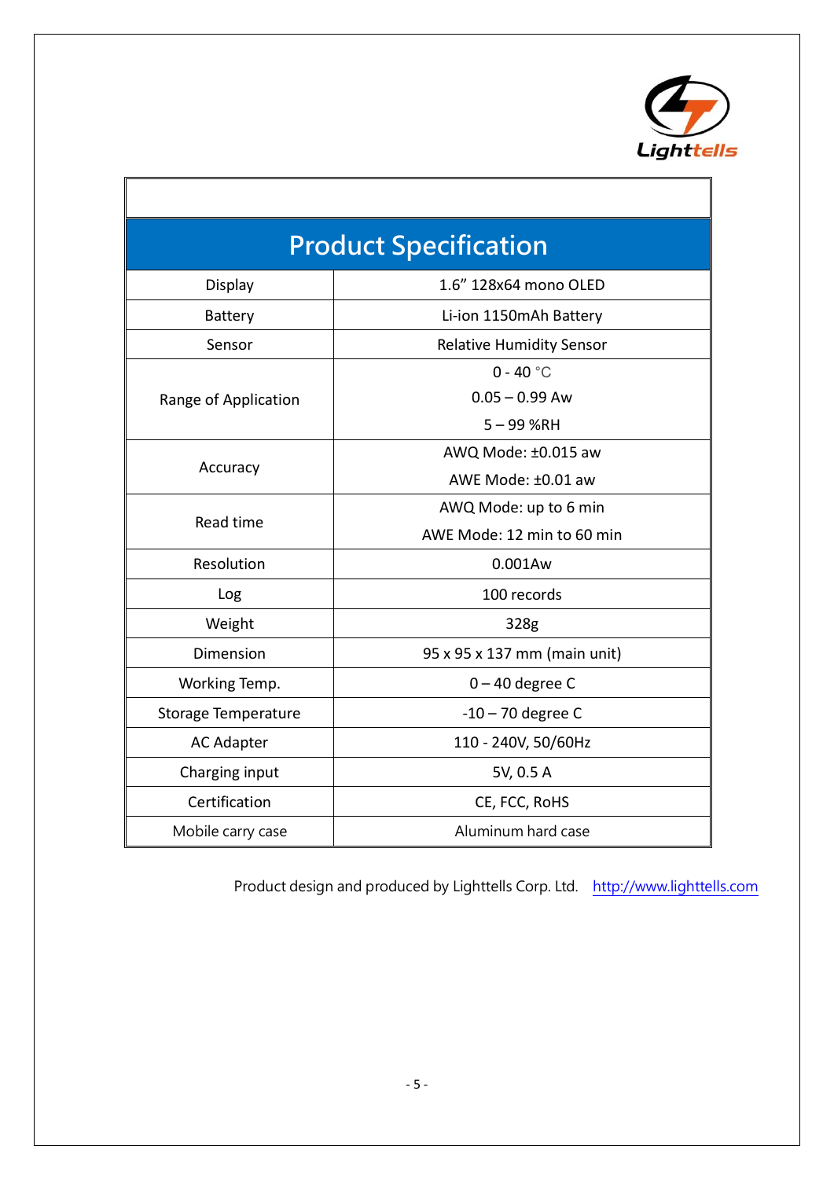Lighttells

| Product Specification | |
|---|---|
| Display | 1.6” 128x64 mono OLED |
| Battery | Li-ion 1150mAh Battery |
| Sensor | Relative Humidity Sensor |
| Range of Application | 0 - 40 °C<br>0.05 – 0.99 Aw<br>5 – 99 %RH |
| Accuracy | AWQ Mode: ±0.015 aw<br>AWE Mode: ±0.01 aw |
| Read time | AWQ Mode: up to 6 min<br>AWE Mode: 12 min to 60 min |
| Resolution | 0.001Aw |
| Log | 100 records |
| Weight | 328g |
| Dimension | 95 x 95 x 137 mm (main unit) |
| Working Temp. | 0 – 40 degree C |
| Storage Temperature | -10 – 70 degree C |
| AC Adapter | 110 - 240V, 50/60Hz |
| Charging input | 5V, 0.5 A |
| Certification | CE, FCC, RoHS |
| Mobile carry case | Aluminum hard case |

Product design and produced by Lighttells Corp. Ltd. http://www.lighttells.com